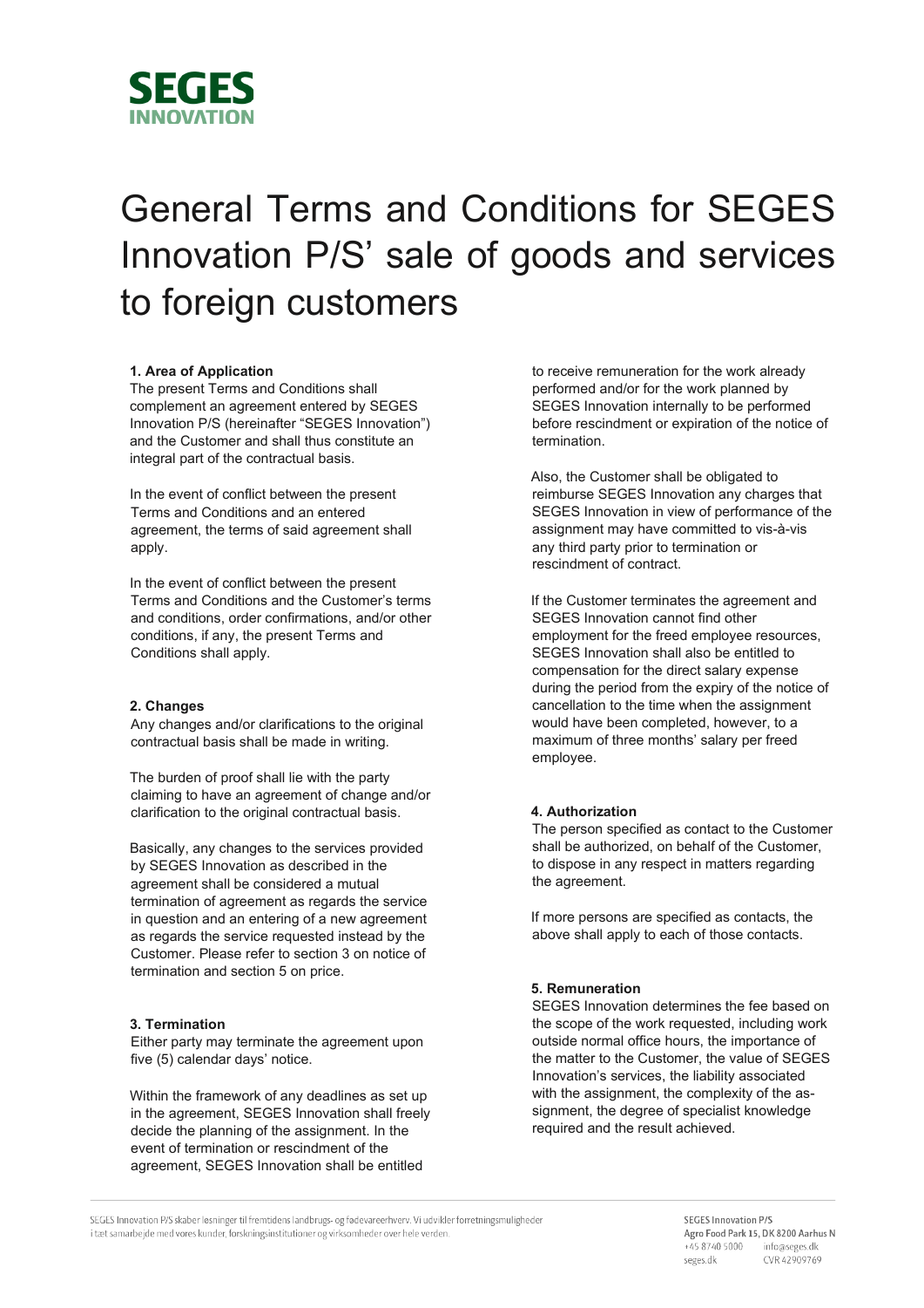SEGES INNOVATION

# General Terms and Conditions for SEGES Innovation P/S' sale of goods and services to foreign customers

### 1. Area of Application

The present Terms and Conditions shall complement an agreement entered by SEGES Innovation P/S (hereinafter "SEGES Innovation") and the Customer and shall thus constitute an integral part of the contractual basis.

In the event of conflict between the present Terms and Conditions and an entered agreement, the terms of said agreement shall apply.

In the event of conflict between the present Terms and Conditions and the Customer's terms and conditions, order confirmations, and/or other conditions, if any, the present Terms and Conditions shall apply.

### 2. Changes

Any changes and/or clarifications to the original contractual basis shall be made in writing.

The burden of proof shall lie with the party claiming to have an agreement of change and/or clarification to the original contractual basis.

Basically, any changes to the services provided by SEGES Innovation as described in the agreement shall be considered a mutual termination of agreement as regards the service in question and an entering of a new agreement as regards the service requested instead by the Customer. Please refer to section 3 on notice of termination and section 5 on price.

### 3. Termination

Either party may terminate the agreement upon five (5) calendar days' notice.

Within the framework of any deadlines as set up in the agreement, SEGES Innovation shall freely decide the planning of the assignment. In the event of termination or rescindment of the agreement, SEGES Innovation shall be entitled to receive remuneration for the work already performed and/or for the work planned by SEGES Innovation internally to be performed before rescindment or expiration of the notice of termination.

Also, the Customer shall be obligated to reimburse SEGES Innovation any charges that SEGES Innovation in view of performance of the assignment may have committed to vis-à-vis any third party prior to termination or rescindment of contract.

If the Customer terminates the agreement and SEGES Innovation cannot find other employment for the freed employee resources, SEGES Innovation shall also be entitled to compensation for the direct salary expense during the period from the expiry of the notice of cancellation to the time when the assignment would have been completed, however, to a maximum of three months' salary per freed employee.

### 4. Authorization

The person specified as contact to the Customer shall be authorized, on behalf of the Customer, to dispose in any respect in matters regarding the agreement.

If more persons are specified as contacts, the above shall apply to each of those contacts.

### 5. Remuneration

SEGES Innovation determines the fee based on the scope of the work requested, including work outside normal office hours, the importance of the matter to the Customer, the value of SEGES Innovation's services, the liability associated with the assignment, the complexity of the assignment, the degree of specialist knowledge required and the result achieved.

SEGES Innovation P/S skaber løsninger til fremtidens landbrugs- og fødevareerhverv. Vi udvikler forretningsmuligheder i tæt samarbejde med vores kunder, forskningsinstitutioner og virksomheder over hele verden.

SEGES Innovation P/S
Agro Food Park 15, DK 8200 Aarhus N
+45 8740 5000 info@seges.dk
seges.dk CVR 42909769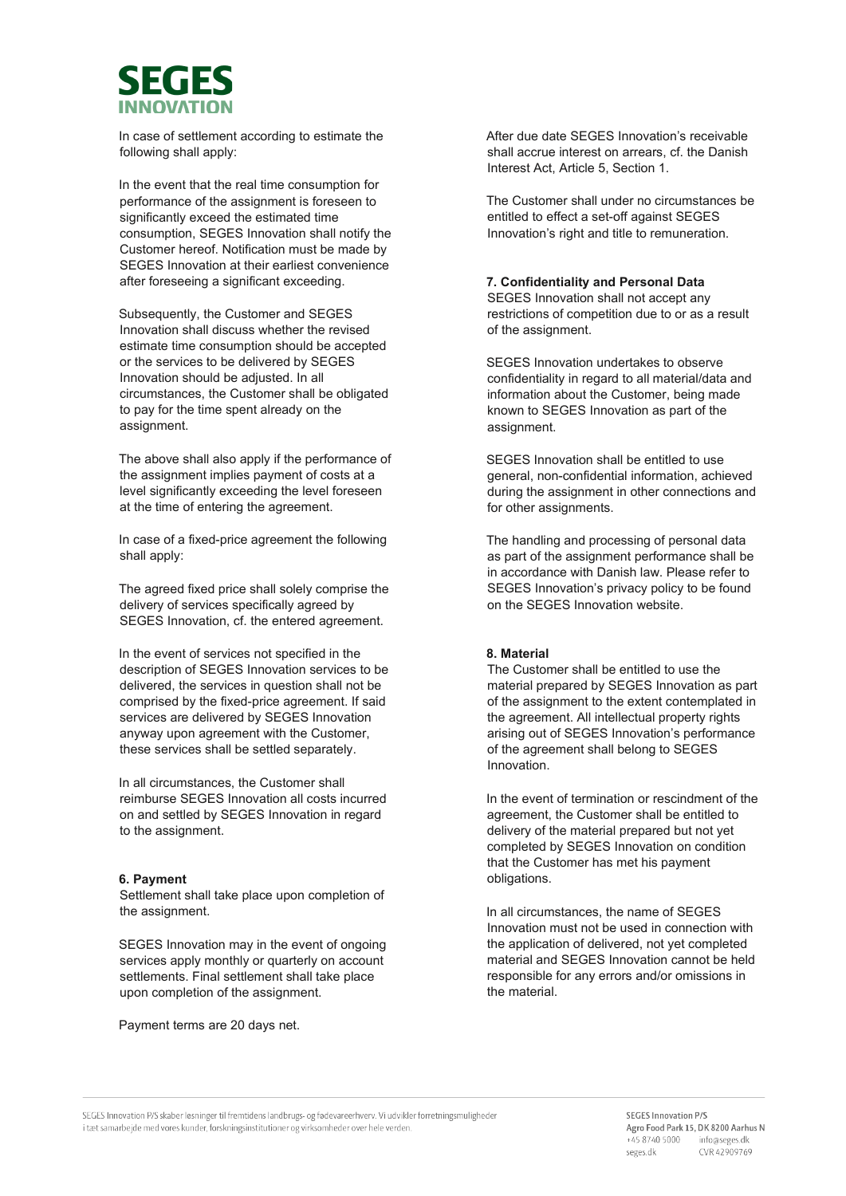In case of settlement according to estimate the following shall apply:

In the event that the real time consumption for performance of the assignment is foreseen to significantly exceed the estimated time consumption, SEGES Innovation shall notify the Customer hereof. Notification must be made by SEGES Innovation at their earliest convenience after foreseeing a significant exceeding.

Subsequently, the Customer and SEGES Innovation shall discuss whether the revised estimate time consumption should be accepted or the services to be delivered by SEGES Innovation should be adjusted. In all circumstances, the Customer shall be obligated to pay for the time spent already on the assignment.

The above shall also apply if the performance of the assignment implies payment of costs at a level significantly exceeding the level foreseen at the time of entering the agreement.

In case of a fixed-price agreement the following shall apply:

The agreed fixed price shall solely comprise the delivery of services specifically agreed by SEGES Innovation, cf. the entered agreement.

In the event of services not specified in the description of SEGES Innovation services to be delivered, the services in question shall not be comprised by the fixed-price agreement. If said services are delivered by SEGES Innovation anyway upon agreement with the Customer, these services shall be settled separately.

In all circumstances, the Customer shall reimburse SEGES Innovation all costs incurred on and settled by SEGES Innovation in regard to the assignment.

**6. Payment**

Settlement shall take place upon completion of the assignment.

SEGES Innovation may in the event of ongoing services apply monthly or quarterly on account settlements. Final settlement shall take place upon completion of the assignment.

Payment terms are 20 days net.

After due date SEGES Innovation's receivable shall accrue interest on arrears, cf. the Danish Interest Act, Article 5, Section 1.

The Customer shall under no circumstances be entitled to effect a set-off against SEGES Innovation's right and title to remuneration.

**7. Confidentiality and Personal Data**

SEGES Innovation shall not accept any restrictions of competition due to or as a result of the assignment.

SEGES Innovation undertakes to observe confidentiality in regard to all material/data and information about the Customer, being made known to SEGES Innovation as part of the assignment.

SEGES Innovation shall be entitled to use general, non-confidential information, achieved during the assignment in other connections and for other assignments.

The handling and processing of personal data as part of the assignment performance shall be in accordance with Danish law. Please refer to SEGES Innovation's privacy policy to be found on the SEGES Innovation website.

**8. Material**

The Customer shall be entitled to use the material prepared by SEGES Innovation as part of the assignment to the extent contemplated in the agreement. All intellectual property rights arising out of SEGES Innovation's performance of the agreement shall belong to SEGES Innovation.

In the event of termination or rescindment of the agreement, the Customer shall be entitled to delivery of the material prepared but not yet completed by SEGES Innovation on condition that the Customer has met his payment obligations.

In all circumstances, the name of SEGES Innovation must not be used in connection with the application of delivered, not yet completed material and SEGES Innovation cannot be held responsible for any errors and/or omissions in the material.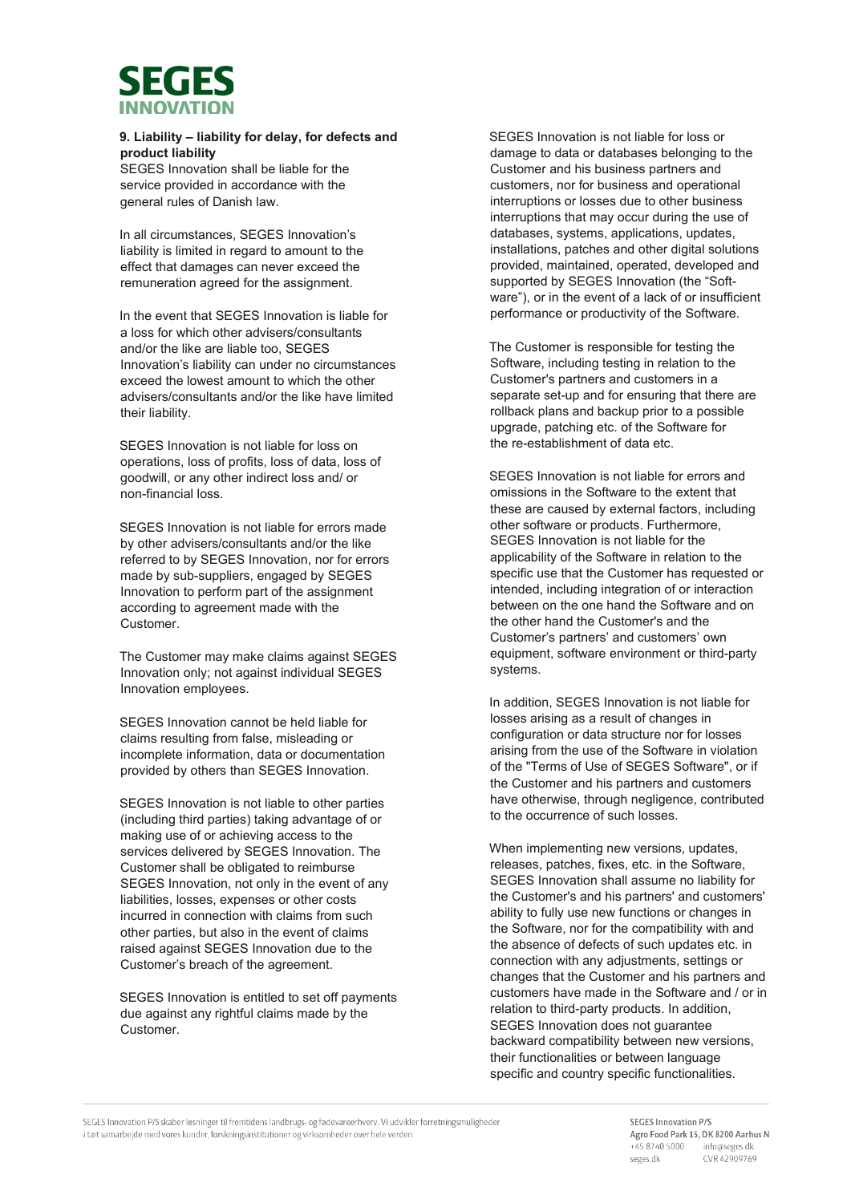## 9. Liability – liability for delay, for defects and product liability

SEGES Innovation shall be liable for the service provided in accordance with the general rules of Danish law.

In all circumstances, SEGES Innovation's liability is limited in regard to amount to the effect that damages can never exceed the remuneration agreed for the assignment.

In the event that SEGES Innovation is liable for a loss for which other advisers/consultants and/or the like are liable too, SEGES Innovation's liability can under no circumstances exceed the lowest amount to which the other advisers/consultants and/or the like have limited their liability.

SEGES Innovation is not liable for loss on operations, loss of profits, loss of data, loss of goodwill, or any other indirect loss and/ or non-financial loss.

SEGES Innovation is not liable for errors made by other advisers/consultants and/or the like referred to by SEGES Innovation, nor for errors made by sub-suppliers, engaged by SEGES Innovation to perform part of the assignment according to agreement made with the Customer.

The Customer may make claims against SEGES Innovation only; not against individual SEGES Innovation employees.

SEGES Innovation cannot be held liable for claims resulting from false, misleading or incomplete information, data or documentation provided by others than SEGES Innovation.

SEGES Innovation is not liable to other parties (including third parties) taking advantage of or making use of or achieving access to the services delivered by SEGES Innovation. The Customer shall be obligated to reimburse SEGES Innovation, not only in the event of any liabilities, losses, expenses or other costs incurred in connection with claims from such other parties, but also in the event of claims raised against SEGES Innovation due to the Customer's breach of the agreement.

SEGES Innovation is entitled to set off payments due against any rightful claims made by the Customer.

SEGES Innovation is not liable for loss or damage to data or databases belonging to the Customer and his business partners and customers, nor for business and operational interruptions or losses due to other business interruptions that may occur during the use of databases, systems, applications, updates, installations, patches and other digital solutions provided, maintained, operated, developed and supported by SEGES Innovation (the "Software"), or in the event of a lack of or insufficient performance or productivity of the Software.

The Customer is responsible for testing the Software, including testing in relation to the Customer's partners and customers in a separate set-up and for ensuring that there are rollback plans and backup prior to a possible upgrade, patching etc. of the Software for the re-establishment of data etc.

SEGES Innovation is not liable for errors and omissions in the Software to the extent that these are caused by external factors, including other software or products. Furthermore, SEGES Innovation is not liable for the applicability of the Software in relation to the specific use that the Customer has requested or intended, including integration of or interaction between on the one hand the Software and on the other hand the Customer's and the Customer's partners' and customers' own equipment, software environment or third-party systems.

In addition, SEGES Innovation is not liable for losses arising as a result of changes in configuration or data structure nor for losses arising from the use of the Software in violation of the "Terms of Use of SEGES Software", or if the Customer and his partners and customers have otherwise, through negligence, contributed to the occurrence of such losses.

When implementing new versions, updates, releases, patches, fixes, etc. in the Software, SEGES Innovation shall assume no liability for the Customer's and his partners' and customers' ability to fully use new functions or changes in the Software, nor for the compatibility with and the absence of defects of such updates etc. in connection with any adjustments, settings or changes that the Customer and his partners and customers have made in the Software and / or in relation to third-party products. In addition, SEGES Innovation does not guarantee backward compatibility between new versions, their functionalities or between language specific and country specific functionalities.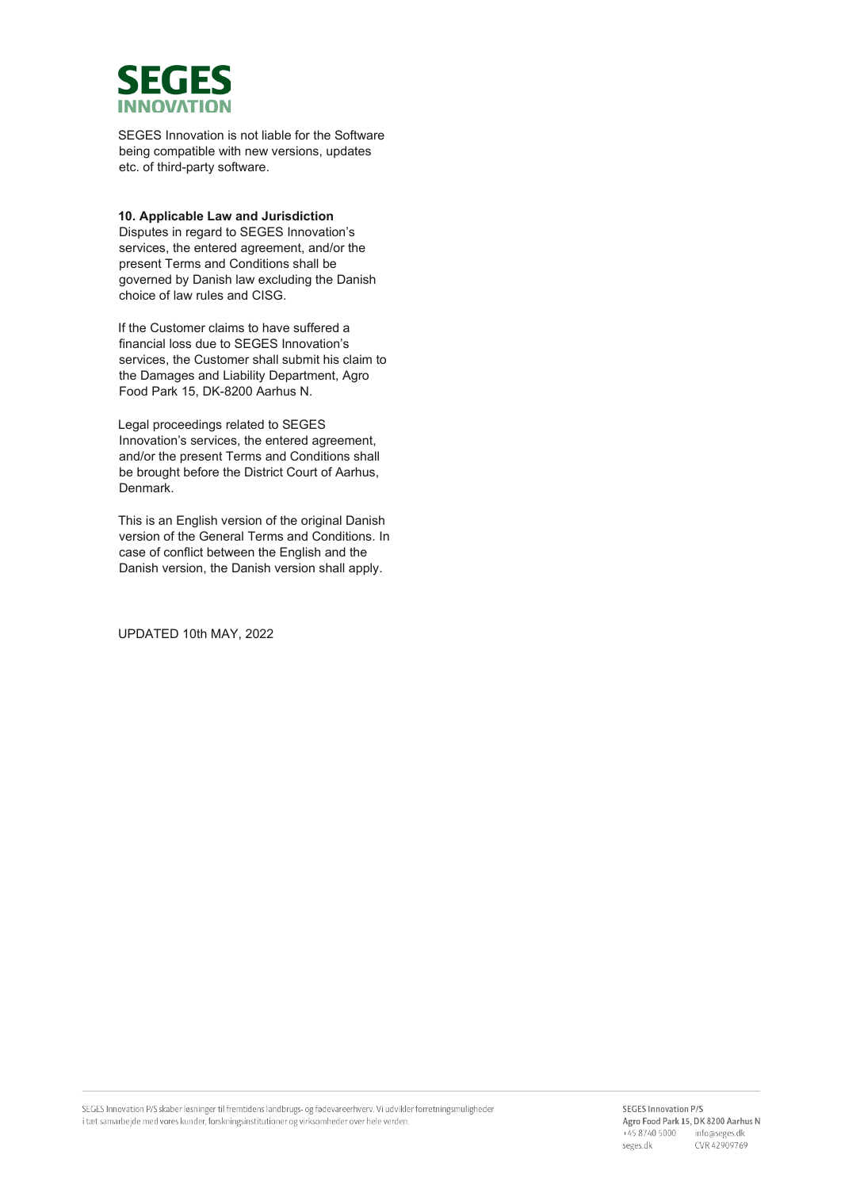SEGES Innovation is not liable for the Software being compatible with new versions, updates etc. of third-party software.

**10. Applicable Law and Jurisdiction**

Disputes in regard to SEGES Innovation's services, the entered agreement, and/or the present Terms and Conditions shall be governed by Danish law excluding the Danish choice of law rules and CISG.

If the Customer claims to have suffered a financial loss due to SEGES Innovation's services, the Customer shall submit his claim to the Damages and Liability Department, Agro Food Park 15, DK-8200 Aarhus N.

Legal proceedings related to SEGES Innovation's services, the entered agreement, and/or the present Terms and Conditions shall be brought before the District Court of Aarhus, Denmark.

This is an English version of the original Danish version of the General Terms and Conditions. In case of conflict between the English and the Danish version, the Danish version shall apply.

UPDATED 10th MAY, 2022